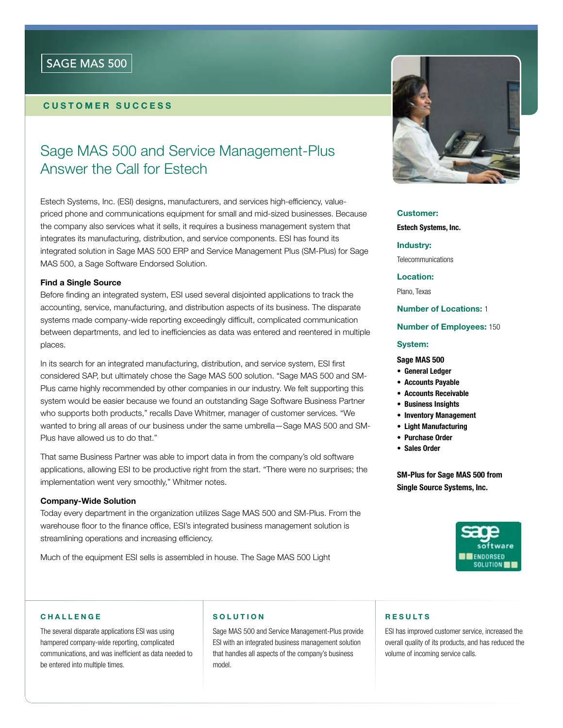SAGE MAS 500

CUSTOMER SUCCESS

# Sage MAS 500 and Service Management-Plus Answer the Call for Estech

Estech Systems, Inc. (ESI) designs, manufacturers, and services high-efficiency, value-priced phone and communications equipment for small and mid-sized businesses. Because the company also services what it sells, it requires a business management system that integrates its manufacturing, distribution, and service components. ESI has found its integrated solution in Sage MAS 500 ERP and Service Management Plus (SM-Plus) for Sage MAS 500, a Sage Software Endorsed Solution.

### Find a Single Source

Before finding an integrated system, ESI used several disjointed applications to track the accounting, service, manufacturing, and distribution aspects of its business. The disparate systems made company-wide reporting exceedingly difficult, complicated communication between departments, and led to inefficiencies as data was entered and reentered in multiple places.

In its search for an integrated manufacturing, distribution, and service system, ESI first considered SAP, but ultimately chose the Sage MAS 500 solution. "Sage MAS 500 and SM-Plus came highly recommended by other companies in our industry. We felt supporting this system would be easier because we found an outstanding Sage Software Business Partner who supports both products," recalls Dave Whitmer, manager of customer services. "We wanted to bring all areas of our business under the same umbrella—Sage MAS 500 and SM-Plus have allowed us to do that."

That same Business Partner was able to import data in from the company's old software applications, allowing ESI to be productive right from the start. "There were no surprises; the implementation went very smoothly," Whitmer notes.

### Company-Wide Solution

Today every department in the organization utilizes Sage MAS 500 and SM-Plus. From the warehouse floor to the finance office, ESI's integrated business management solution is streamlining operations and increasing efficiency.

Much of the equipment ESI sells is assembled in house. The Sage MAS 500 Light

**Customer:**
**Estech Systems, Inc.**

**Industry:**
Telecommunications

**Location:**
Plano, Texas

**Number of Locations:** 1

**Number of Employees:** 150

**System:**

**Sage MAS 500**

- **General Ledger**
- **Accounts Payable**
- **Accounts Receivable**
- **Business Insights**
- **Inventory Management**
- **Light Manufacturing**
- **Purchase Order**
- **Sales Order**

**SM-Plus for Sage MAS 500 from Single Source Systems, Inc.**

sage software ENDORSED SOLUTION

### CHALLENGE

The several disparate applications ESI was using hampered company-wide reporting, complicated communications, and was inefficient as data needed to be entered into multiple times.

### SOLUTION

Sage MAS 500 and Service Management-Plus provide ESI with an integrated business management solution that handles all aspects of the company's business model.

### RESULTS

ESI has improved customer service, increased the overall quality of its products, and has reduced the volume of incoming service calls.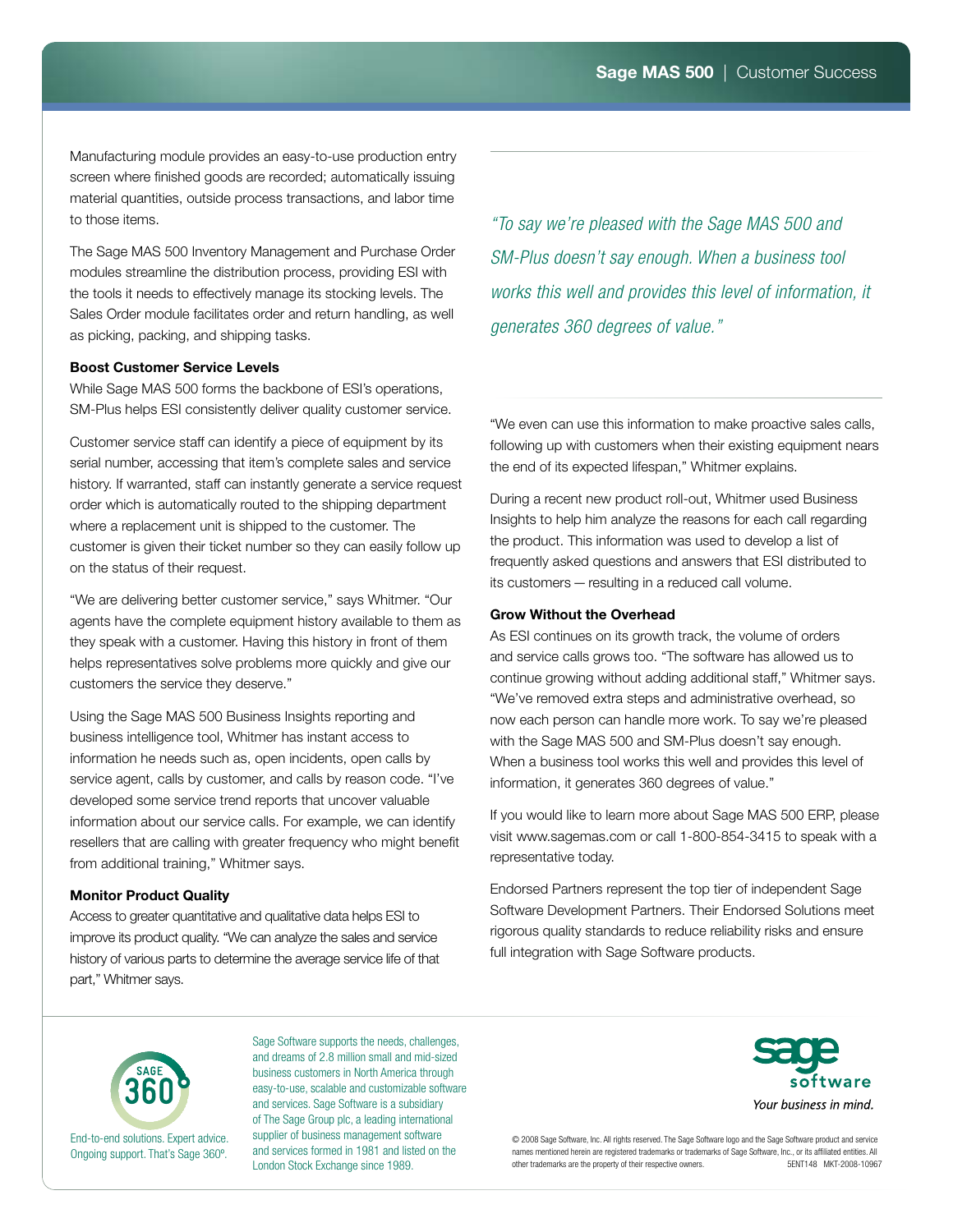Manufacturing module provides an easy-to-use production entry screen where finished goods are recorded; automatically issuing material quantities, outside process transactions, and labor time to those items.

The Sage MAS 500 Inventory Management and Purchase Order modules streamline the distribution process, providing ESI with the tools it needs to effectively manage its stocking levels. The Sales Order module facilitates order and return handling, as well as picking, packing, and shipping tasks.

**Boost Customer Service Levels**

While Sage MAS 500 forms the backbone of ESI's operations, SM-Plus helps ESI consistently deliver quality customer service.

Customer service staff can identify a piece of equipment by its serial number, accessing that item's complete sales and service history. If warranted, staff can instantly generate a service request order which is automatically routed to the shipping department where a replacement unit is shipped to the customer. The customer is given their ticket number so they can easily follow up on the status of their request.

"We are delivering better customer service," says Whitmer. "Our agents have the complete equipment history available to them as they speak with a customer. Having this history in front of them helps representatives solve problems more quickly and give our customers the service they deserve."

Using the Sage MAS 500 Business Insights reporting and business intelligence tool, Whitmer has instant access to information he needs such as, open incidents, open calls by service agent, calls by customer, and calls by reason code. "I've developed some service trend reports that uncover valuable information about our service calls. For example, we can identify resellers that are calling with greater frequency who might benefit from additional training," Whitmer says.

**Monitor Product Quality**

Access to greater quantitative and qualitative data helps ESI to improve its product quality. "We can analyze the sales and service history of various parts to determine the average service life of that part," Whitmer says.

*"To say we're pleased with the Sage MAS 500 and SM-Plus doesn't say enough. When a business tool works this well and provides this level of information, it generates 360 degrees of value."*

"We even can use this information to make proactive sales calls, following up with customers when their existing equipment nears the end of its expected lifespan," Whitmer explains.

During a recent new product roll-out, Whitmer used Business Insights to help him analyze the reasons for each call regarding the product. This information was used to develop a list of frequently asked questions and answers that ESI distributed to its customers — resulting in a reduced call volume.

**Grow Without the Overhead**

As ESI continues on its growth track, the volume of orders and service calls grows too. "The software has allowed us to continue growing without adding additional staff," Whitmer says. "We've removed extra steps and administrative overhead, so now each person can handle more work. To say we're pleased with the Sage MAS 500 and SM-Plus doesn't say enough. When a business tool works this well and provides this level of information, it generates 360 degrees of value."

If you would like to learn more about Sage MAS 500 ERP, please visit www.sagemas.com or call 1-800-854-3415 to speak with a representative today.

Endorsed Partners represent the top tier of independent Sage Software Development Partners. Their Endorsed Solutions meet rigorous quality standards to reduce reliability risks and ensure full integration with Sage Software products.

SAGE 360

End-to-end solutions. Expert advice. Ongoing support. That's Sage 360º.

Sage Software supports the needs, challenges, and dreams of 2.8 million small and mid-sized business customers in North America through easy-to-use, scalable and customizable software and services. Sage Software is a subsidiary of The Sage Group plc, a leading international supplier of business management software and services formed in 1981 and listed on the London Stock Exchange since 1989.

sage software

*Your business in mind.*

© 2008 Sage Software, Inc. All rights reserved. The Sage Software logo and the Sage Software product and service names mentioned herein are registered trademarks or trademarks of Sage Software, Inc., or its affiliated entities. All other trademarks are the property of their respective owners. 5ENT148 MKT-2008-10967